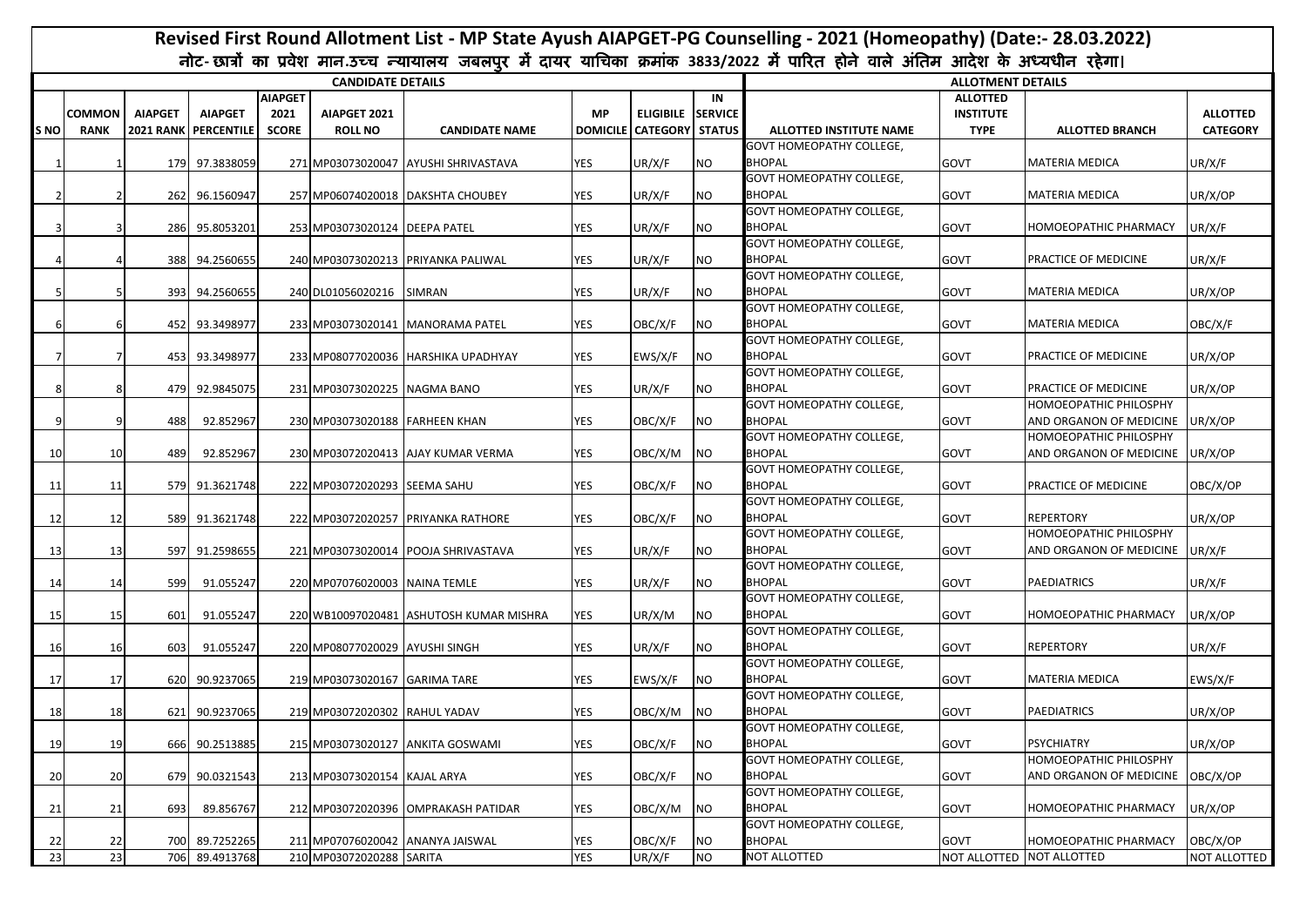# Revised First Round Allotment List - MP State Ayush AIAPGET-PG Counselling - 2021 (Homeopathy) (Date:- 28.03.2022)

नोट- छात्रों का प्रवेश मान.उच्च न्यायालय जबलपुर में दायर याचिका क्रमांक 3833/2022 में पारित होने वाले अंतिम आदेश के अध्यधीन रहेगा।

| CANDIDATE DETAILS | | | | | | | | | | ALLOTMENT DETAILS | | | |
|---|---|---|---|---|---|---|---|---|---|---|---|---|---|
| S NO | COMMON RANK | AIAPGET 2021 RANK | AIAPGET PERCENTILE | AIAPGET 2021 SCORE | AIAPGET 2021 ROLL NO | CANDIDATE NAME | MP DOMICILE | ELIGIBILE CATEGORY | IN SERVICE STATUS | ALLOTTED INSTITUTE NAME | ALLOTTED INSTITUTE TYPE | ALLOTTED BRANCH | ALLOTTED CATEGORY |
| 1 | 1 | 179 | 97.3838059 | 271 | MP03073020047 | AYUSHI SHRIVASTAVA | YES | UR/X/F | NO | GOVT HOMEOPATHY COLLEGE, BHOPAL | GOVT | MATERIA MEDICA | UR/X/F |
| 2 | 2 | 262 | 96.1560947 | 257 | MP06074020018 | DAKSHTA CHOUBEY | YES | UR/X/F | NO | GOVT HOMEOPATHY COLLEGE, BHOPAL | GOVT | MATERIA MEDICA | UR/X/OP |
| 3 | 3 | 286 | 95.8053201 | 253 | MP03073020124 | DEEPA PATEL | YES | UR/X/F | NO | GOVT HOMEOPATHY COLLEGE, BHOPAL | GOVT | HOMOEOPATHIC PHARMACY | UR/X/F |
| 4 | 4 | 388 | 94.2560655 | 240 | MP03073020213 | PRIYANKA PALIWAL | YES | UR/X/F | NO | GOVT HOMEOPATHY COLLEGE, BHOPAL | GOVT | PRACTICE OF MEDICINE | UR/X/F |
| 5 | 5 | 393 | 94.2560655 | 240 | DL01056020216 | SIMRAN | YES | UR/X/F | NO | GOVT HOMEOPATHY COLLEGE, BHOPAL | GOVT | MATERIA MEDICA | UR/X/OP |
| 6 | 6 | 452 | 93.3498977 | 233 | MP03073020141 | MANORAMA PATEL | YES | OBC/X/F | NO | GOVT HOMEOPATHY COLLEGE, BHOPAL | GOVT | MATERIA MEDICA | OBC/X/F |
| 7 | 7 | 453 | 93.3498977 | 233 | MP08077020036 | HARSHIKA UPADHYAY | YES | EWS/X/F | NO | GOVT HOMEOPATHY COLLEGE, BHOPAL | GOVT | PRACTICE OF MEDICINE | UR/X/OP |
| 8 | 8 | 479 | 92.9845075 | 231 | MP03073020225 | NAGMA BANO | YES | UR/X/F | NO | GOVT HOMEOPATHY COLLEGE, BHOPAL | GOVT | PRACTICE OF MEDICINE | UR/X/OP |
| 9 | 9 | 488 | 92.852967 | 230 | MP03073020188 | FARHEEN KHAN | YES | OBC/X/F | NO | GOVT HOMEOPATHY COLLEGE, BHOPAL | GOVT | HOMOEOPATHIC PHILOSPHY AND ORGANON OF MEDICINE | UR/X/OP |
| 10 | 10 | 489 | 92.852967 | 230 | MP03072020413 | AJAY KUMAR VERMA | YES | OBC/X/M | NO | GOVT HOMEOPATHY COLLEGE, BHOPAL | GOVT | HOMOEOPATHIC PHILOSPHY AND ORGANON OF MEDICINE | UR/X/OP |
| 11 | 11 | 579 | 91.3621748 | 222 | MP03072020293 | SEEMA SAHU | YES | OBC/X/F | NO | GOVT HOMEOPATHY COLLEGE, BHOPAL | GOVT | PRACTICE OF MEDICINE | OBC/X/OP |
| 12 | 12 | 589 | 91.3621748 | 222 | MP03072020257 | PRIYANKA RATHORE | YES | OBC/X/F | NO | GOVT HOMEOPATHY COLLEGE, BHOPAL | GOVT | REPERTORY | UR/X/OP |
| 13 | 13 | 597 | 91.2598655 | 221 | MP03073020014 | POOJA SHRIVASTAVA | YES | UR/X/F | NO | GOVT HOMEOPATHY COLLEGE, BHOPAL | GOVT | HOMOEOPATHIC PHILOSPHY AND ORGANON OF MEDICINE | UR/X/F |
| 14 | 14 | 599 | 91.055247 | 220 | MP07076020003 | NAINA TEMLE | YES | UR/X/F | NO | GOVT HOMEOPATHY COLLEGE, BHOPAL | GOVT | PAEDIATRICS | UR/X/F |
| 15 | 15 | 601 | 91.055247 | 220 | WB10097020481 | ASHUTOSH KUMAR MISHRA | YES | UR/X/M | NO | GOVT HOMEOPATHY COLLEGE, BHOPAL | GOVT | HOMOEOPATHIC PHARMACY | UR/X/OP |
| 16 | 16 | 603 | 91.055247 | 220 | MP08077020029 | AYUSHI SINGH | YES | UR/X/F | NO | GOVT HOMEOPATHY COLLEGE, BHOPAL | GOVT | REPERTORY | UR/X/F |
| 17 | 17 | 620 | 90.9237065 | 219 | MP03073020167 | GARIMA TARE | YES | EWS/X/F | NO | GOVT HOMEOPATHY COLLEGE, BHOPAL | GOVT | MATERIA MEDICA | EWS/X/F |
| 18 | 18 | 621 | 90.9237065 | 219 | MP03072020302 | RAHUL YADAV | YES | OBC/X/M | NO | GOVT HOMEOPATHY COLLEGE, BHOPAL | GOVT | PAEDIATRICS | UR/X/OP |
| 19 | 19 | 666 | 90.2513885 | 215 | MP03073020127 | ANKITA GOSWAMI | YES | OBC/X/F | NO | GOVT HOMEOPATHY COLLEGE, BHOPAL | GOVT | PSYCHIATRY | UR/X/OP |
| 20 | 20 | 679 | 90.0321543 | 213 | MP03073020154 | KAJAL ARYA | YES | OBC/X/F | NO | GOVT HOMEOPATHY COLLEGE, BHOPAL | GOVT | HOMOEOPATHIC PHILOSPHY AND ORGANON OF MEDICINE | OBC/X/OP |
| 21 | 21 | 693 | 89.856767 | 212 | MP03072020396 | OMPRAKASH PATIDAR | YES | OBC/X/M | NO | GOVT HOMEOPATHY COLLEGE, BHOPAL | GOVT | HOMOEOPATHIC PHARMACY | UR/X/OP |
| 22 | 22 | 700 | 89.7252265 | 211 | MP07076020042 | ANANYA JAISWAL | YES | OBC/X/F | NO | GOVT HOMEOPATHY COLLEGE, BHOPAL | GOVT | HOMOEOPATHIC PHARMACY | OBC/X/OP |
| 23 | 23 | 706 | 89.4913768 | 210 | MP03072020288 | SARITA | YES | UR/X/F | NO | NOT ALLOTTED | NOT ALLOTTED | NOT ALLOTTED | NOT ALLOTTED |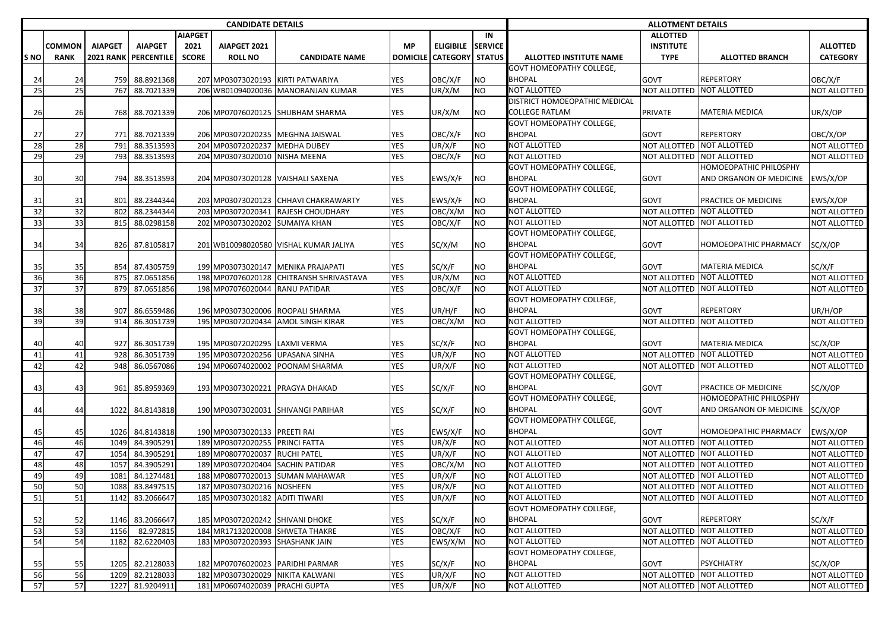| CANDIDATE DETAILS | | | | | | | | | | ALLOTMENT DETAILS | | | |
|---|---|---|---|---|---|---|---|---|---|---|---|---|---|
| S NO | COMMON RANK | AIAPGET 2021 RANK | AIAPGET PERCENTILE | AIAPGET 2021 SCORE | AIAPGET 2021 ROLL NO | CANDIDATE NAME | MP DOMICILE | ELIGIBILE CATEGORY | IN SERVICE STATUS | ALLOTTED INSTITUTE NAME | ALLOTTED INSTITUTE TYPE | ALLOTTED BRANCH | ALLOTTED CATEGORY |
| 24 | 24 | 759 | 88.8921368 | 207 | MP03073020193 | KIRTI PATWARIYA | YES | OBC/X/F | NO | GOVT HOMEOPATHY COLLEGE, BHOPAL | GOVT | REPERTORY | OBC/X/F |
| 25 | 25 | 767 | 88.7021339 | 206 | WB01094020036 | MANORANJAN KUMAR | YES | UR/X/M | NO | NOT ALLOTTED | NOT ALLOTTED | NOT ALLOTTED | NOT ALLOTTED |
| 26 | 26 | 768 | 88.7021339 | 206 | MP07076020125 | SHUBHAM SHARMA | YES | UR/X/M | NO | DISTRICT HOMOEOPATHIC MEDICAL COLLEGE RATLAM | PRIVATE | MATERIA MEDICA | UR/X/OP |
| 27 | 27 | 771 | 88.7021339 | 206 | MP03072020235 | MEGHNA JAISWAL | YES | OBC/X/F | NO | GOVT HOMEOPATHY COLLEGE, BHOPAL | GOVT | REPERTORY | OBC/X/OP |
| 28 | 28 | 791 | 88.3513593 | 204 | MP03072020237 | MEDHA DUBEY | YES | UR/X/F | NO | NOT ALLOTTED | NOT ALLOTTED | NOT ALLOTTED | NOT ALLOTTED |
| 29 | 29 | 793 | 88.3513593 | 204 | MP03073020010 | NISHA MEENA | YES | OBC/X/F | NO | NOT ALLOTTED | NOT ALLOTTED | NOT ALLOTTED | NOT ALLOTTED |
| 30 | 30 | 794 | 88.3513593 | 204 | MP03073020128 | VAISHALI SAXENA | YES | EWS/X/F | NO | GOVT HOMEOPATHY COLLEGE, BHOPAL | GOVT | HOMOEOPATHIC PHILOSPHY AND ORGANON OF MEDICINE | EWS/X/OP |
| 31 | 31 | 801 | 88.2344344 | 203 | MP03073020123 | CHHAVI CHAKRAWARTY | YES | EWS/X/F | NO | GOVT HOMEOPATHY COLLEGE, BHOPAL | GOVT | PRACTICE OF MEDICINE | EWS/X/OP |
| 32 | 32 | 802 | 88.2344344 | 203 | MP03072020341 | RAJESH CHOUDHARY | YES | OBC/X/M | NO | NOT ALLOTTED | NOT ALLOTTED | NOT ALLOTTED | NOT ALLOTTED |
| 33 | 33 | 815 | 88.0298158 | 202 | MP03073020202 | SUMAIYA KHAN | YES | OBC/X/F | NO | NOT ALLOTTED | NOT ALLOTTED | NOT ALLOTTED | NOT ALLOTTED |
| 34 | 34 | 826 | 87.8105817 | 201 | WB10098020580 | VISHAL KUMAR JALIYA | YES | SC/X/M | NO | GOVT HOMEOPATHY COLLEGE, BHOPAL | GOVT | HOMOEOPATHIC PHARMACY | SC/X/OP |
| 35 | 35 | 854 | 87.4305759 | 199 | MP03073020147 | MENIKA PRAJAPATI | YES | SC/X/F | NO | GOVT HOMEOPATHY COLLEGE, BHOPAL | GOVT | MATERIA MEDICA | SC/X/F |
| 36 | 36 | 875 | 87.0651856 | 198 | MP07076020128 | CHITRANSH SHRIVASTAVA | YES | UR/X/M | NO | NOT ALLOTTED | NOT ALLOTTED | NOT ALLOTTED | NOT ALLOTTED |
| 37 | 37 | 879 | 87.0651856 | 198 | MP07076020044 | RANU PATIDAR | YES | OBC/X/F | NO | NOT ALLOTTED | NOT ALLOTTED | NOT ALLOTTED | NOT ALLOTTED |
| 38 | 38 | 907 | 86.6559486 | 196 | MP03073020006 | ROOPALI SHARMA | YES | UR/H/F | NO | GOVT HOMEOPATHY COLLEGE, BHOPAL | GOVT | REPERTORY | UR/H/OP |
| 39 | 39 | 914 | 86.3051739 | 195 | MP03072020434 | AMOL SINGH KIRAR | YES | OBC/X/M | NO | NOT ALLOTTED | NOT ALLOTTED | NOT ALLOTTED | NOT ALLOTTED |
| 40 | 40 | 927 | 86.3051739 | 195 | MP03072020295 | LAXMI VERMA | YES | SC/X/F | NO | GOVT HOMEOPATHY COLLEGE, BHOPAL | GOVT | MATERIA MEDICA | SC/X/OP |
| 41 | 41 | 928 | 86.3051739 | 195 | MP03072020256 | UPASANA SINHA | YES | UR/X/F | NO | NOT ALLOTTED | NOT ALLOTTED | NOT ALLOTTED | NOT ALLOTTED |
| 42 | 42 | 948 | 86.0567086 | 194 | MP06074020002 | POONAM SHARMA | YES | UR/X/F | NO | NOT ALLOTTED | NOT ALLOTTED | NOT ALLOTTED | NOT ALLOTTED |
| 43 | 43 | 961 | 85.8959369 | 193 | MP03073020221 | PRAGYA DHAKAD | YES | SC/X/F | NO | GOVT HOMEOPATHY COLLEGE, BHOPAL | GOVT | PRACTICE OF MEDICINE | SC/X/OP |
| 44 | 44 | 1022 | 84.8143818 | 190 | MP03073020031 | SHIVANGI PARIHAR | YES | SC/X/F | NO | GOVT HOMEOPATHY COLLEGE, BHOPAL | GOVT | HOMOEOPATHIC PHILOSPHY AND ORGANON OF MEDICINE | SC/X/OP |
| 45 | 45 | 1026 | 84.8143818 | 190 | MP03073020133 | PREETI RAI | YES | EWS/X/F | NO | GOVT HOMEOPATHY COLLEGE, BHOPAL | GOVT | HOMOEOPATHIC PHARMACY | EWS/X/OP |
| 46 | 46 | 1049 | 84.3905291 | 189 | MP03072020255 | PRINCI FATTA | YES | UR/X/F | NO | NOT ALLOTTED | NOT ALLOTTED | NOT ALLOTTED | NOT ALLOTTED |
| 47 | 47 | 1054 | 84.3905291 | 189 | MP08077020037 | RUCHI PATEL | YES | UR/X/F | NO | NOT ALLOTTED | NOT ALLOTTED | NOT ALLOTTED | NOT ALLOTTED |
| 48 | 48 | 1057 | 84.3905291 | 189 | MP03072020404 | SACHIN PATIDAR | YES | OBC/X/M | NO | NOT ALLOTTED | NOT ALLOTTED | NOT ALLOTTED | NOT ALLOTTED |
| 49 | 49 | 1081 | 84.1274481 | 188 | MP08077020013 | SUMAN MAHAWAR | YES | UR/X/F | NO | NOT ALLOTTED | NOT ALLOTTED | NOT ALLOTTED | NOT ALLOTTED |
| 50 | 50 | 1088 | 83.8497515 | 187 | MP03073020216 | NOSHEEN | YES | UR/X/F | NO | NOT ALLOTTED | NOT ALLOTTED | NOT ALLOTTED | NOT ALLOTTED |
| 51 | 51 | 1142 | 83.2066647 | 185 | MP03073020182 | ADITI TIWARI | YES | UR/X/F | NO | NOT ALLOTTED | NOT ALLOTTED | NOT ALLOTTED | NOT ALLOTTED |
| 52 | 52 | 1146 | 83.2066647 | 185 | MP03072020242 | SHIVANI DHOKE | YES | SC/X/F | NO | GOVT HOMEOPATHY COLLEGE, BHOPAL | GOVT | REPERTORY | SC/X/F |
| 53 | 53 | 1156 | 82.972815 | 184 | MR17132020008 | SHWETA THAKRE | YES | OBC/X/F | NO | NOT ALLOTTED | NOT ALLOTTED | NOT ALLOTTED | NOT ALLOTTED |
| 54 | 54 | 1182 | 82.6220403 | 183 | MP03072020393 | SHASHANK JAIN | YES | EWS/X/M | NO | NOT ALLOTTED | NOT ALLOTTED | NOT ALLOTTED | NOT ALLOTTED |
| 55 | 55 | 1205 | 82.2128033 | 182 | MP07076020023 | PARIDHI PARMAR | YES | SC/X/F | NO | GOVT HOMEOPATHY COLLEGE, BHOPAL | GOVT | PSYCHIATRY | SC/X/OP |
| 56 | 56 | 1209 | 82.2128033 | 182 | MP03073020029 | NIKITA KALWANI | YES | UR/X/F | NO | NOT ALLOTTED | NOT ALLOTTED | NOT ALLOTTED | NOT ALLOTTED |
| 57 | 57 | 1227 | 81.9204911 | 181 | MP06074020039 | PRACHI GUPTA | YES | UR/X/F | NO | NOT ALLOTTED | NOT ALLOTTED | NOT ALLOTTED | NOT ALLOTTED |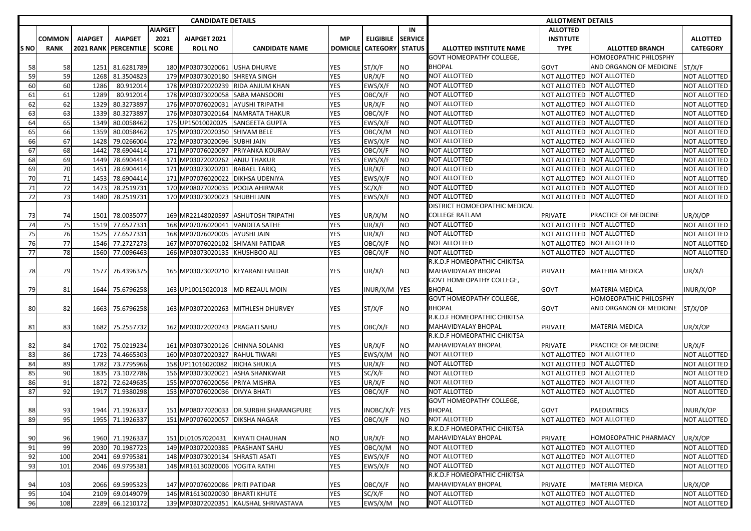| CANDIDATE DETAILS | | | | | | | | | | | ALLOTMENT DETAILS | | | |
|---|---|---|---|---|---|---|---|---|---|---|---|---|---|---|
| S NO | COMMON RANK | AIAPGET 2021 RANK | AIAPGET PERCENTILE | AIAPGET 2021 SCORE | AIAPGET 2021 ROLL NO | CANDIDATE NAME | MP DOMICILE | ELIGIBILE CATEGORY | IN SERVICE STATUS | ALLOTTED INSTITUTE NAME | ALLOTTED INSTITUTE TYPE | ALLOTTED BRANCH | ALLOTTED CATEGORY |
| 58 | 58 | 1251 | 81.6281789 | 180 | MP03073020061 | USHA DHURVE | YES | ST/X/F | NO | GOVT HOMEOPATHY COLLEGE, BHOPAL | GOVT | HOMOEOPATHIC PHILOSPHY AND ORGANON OF MEDICINE | ST/X/F |
| 59 | 59 | 1268 | 81.3504823 | 179 | MP03073020180 | SHREYA SINGH | YES | UR/X/F | NO | NOT ALLOTTED | NOT ALLOTTED | NOT ALLOTTED | NOT ALLOTTED |
| 60 | 60 | 1286 | 80.912014 | 178 | MP03072020239 | RIDA ANJUM KHAN | YES | EWS/X/F | NO | NOT ALLOTTED | NOT ALLOTTED | NOT ALLOTTED | NOT ALLOTTED |
| 61 | 61 | 1289 | 80.912014 | 178 | MP03073020058 | SABA MANSOORI | YES | OBC/X/F | NO | NOT ALLOTTED | NOT ALLOTTED | NOT ALLOTTED | NOT ALLOTTED |
| 62 | 62 | 1329 | 80.3273897 | 176 | MP07076020031 | AYUSHI TRIPATHI | YES | UR/X/F | NO | NOT ALLOTTED | NOT ALLOTTED | NOT ALLOTTED | NOT ALLOTTED |
| 63 | 63 | 1339 | 80.3273897 | 176 | MP03073020164 | NAMRATA THAKUR | YES | OBC/X/F | NO | NOT ALLOTTED | NOT ALLOTTED | NOT ALLOTTED | NOT ALLOTTED |
| 64 | 65 | 1349 | 80.0058462 | 175 | UP15010020025 | SANGEETA GUPTA | YES | EWS/X/F | NO | NOT ALLOTTED | NOT ALLOTTED | NOT ALLOTTED | NOT ALLOTTED |
| 65 | 66 | 1359 | 80.0058462 | 175 | MP03072020350 | SHIVAM BELE | YES | OBC/X/M | NO | NOT ALLOTTED | NOT ALLOTTED | NOT ALLOTTED | NOT ALLOTTED |
| 66 | 67 | 1428 | 79.0266004 | 172 | MP03073020096 | SUBHI JAIN | YES | EWS/X/F | NO | NOT ALLOTTED | NOT ALLOTTED | NOT ALLOTTED | NOT ALLOTTED |
| 67 | 68 | 1442 | 78.6904414 | 171 | MP07076020097 | PRIYANKA KOURAV | YES | OBC/X/F | NO | NOT ALLOTTED | NOT ALLOTTED | NOT ALLOTTED | NOT ALLOTTED |
| 68 | 69 | 1449 | 78.6904414 | 171 | MP03072020262 | ANJU THAKUR | YES | EWS/X/F | NO | NOT ALLOTTED | NOT ALLOTTED | NOT ALLOTTED | NOT ALLOTTED |
| 69 | 70 | 1451 | 78.6904414 | 171 | MP03073020201 | RABAEL TARIQ | YES | UR/X/F | NO | NOT ALLOTTED | NOT ALLOTTED | NOT ALLOTTED | NOT ALLOTTED |
| 70 | 71 | 1453 | 78.6904414 | 171 | MP07076020022 | DIKHSA UDENIYA | YES | EWS/X/F | NO | NOT ALLOTTED | NOT ALLOTTED | NOT ALLOTTED | NOT ALLOTTED |
| 71 | 72 | 1473 | 78.2519731 | 170 | MP08077020035 | POOJA AHIRWAR | YES | SC/X/F | NO | NOT ALLOTTED | NOT ALLOTTED | NOT ALLOTTED | NOT ALLOTTED |
| 72 | 73 | 1480 | 78.2519731 | 170 | MP03073020023 | SHUBHI JAIN | YES | EWS/X/F | NO | NOT ALLOTTED | NOT ALLOTTED | NOT ALLOTTED | NOT ALLOTTED |
| 73 | 74 | 1501 | 78.0035077 | 169 | MR22148020597 | ASHUTOSH TRIPATHI | YES | UR/X/M | NO | DISTRICT HOMOEOPATHIC MEDICAL COLLEGE RATLAM | PRIVATE | PRACTICE OF MEDICINE | UR/X/OP |
| 74 | 75 | 1519 | 77.6527331 | 168 | MP07076020041 | VANDITA SATHE | YES | UR/X/F | NO | NOT ALLOTTED | NOT ALLOTTED | NOT ALLOTTED | NOT ALLOTTED |
| 75 | 76 | 1525 | 77.6527331 | 168 | MP07076020005 | AYUSHI JAIN | YES | UR/X/F | NO | NOT ALLOTTED | NOT ALLOTTED | NOT ALLOTTED | NOT ALLOTTED |
| 76 | 77 | 1546 | 77.2727273 | 167 | MP07076020102 | SHIVANI PATIDAR | YES | OBC/X/F | NO | NOT ALLOTTED | NOT ALLOTTED | NOT ALLOTTED | NOT ALLOTTED |
| 77 | 78 | 1560 | 77.0096463 | 166 | MP03073020135 | KHUSHBOO ALI | YES | OBC/X/F | NO | NOT ALLOTTED | NOT ALLOTTED | NOT ALLOTTED | NOT ALLOTTED |
| 78 | 79 | 1577 | 76.4396375 | 165 | MP03073020210 | KEYARANI HALDAR | YES | UR/X/F | NO | R.K.D.F HOMEOPATHIC CHIKITSA MAHAVIDYALAY BHOPAL | PRIVATE | MATERIA MEDICA | UR/X/F |
| 79 | 81 | 1644 | 75.6796258 | 163 | UP10015020018 | MD REZAUL MOIN | YES | INUR/X/M | YES | GOVT HOMEOPATHY COLLEGE, BHOPAL | GOVT | MATERIA MEDICA | INUR/X/OP |
| 80 | 82 | 1663 | 75.6796258 | 163 | MP03072020263 | MITHLESH DHURVEY | YES | ST/X/F | NO | GOVT HOMEOPATHY COLLEGE, BHOPAL | GOVT | HOMOEOPATHIC PHILOSPHY AND ORGANON OF MEDICINE | ST/X/OP |
| 81 | 83 | 1682 | 75.2557732 | 162 | MP03072020243 | PRAGATI SAHU | YES | OBC/X/F | NO | R.K.D.F HOMEOPATHIC CHIKITSA MAHAVIDYALAY BHOPAL | PRIVATE | MATERIA MEDICA | UR/X/OP |
| 82 | 84 | 1702 | 75.0219234 | 161 | MP03073020126 | CHINNA SOLANKI | YES | UR/X/F | NO | R.K.D.F HOMEOPATHIC CHIKITSA MAHAVIDYALAY BHOPAL | PRIVATE | PRACTICE OF MEDICINE | UR/X/F |
| 83 | 86 | 1723 | 74.4665303 | 160 | MP03072020327 | RAHUL TIWARI | YES | EWS/X/M | NO | NOT ALLOTTED | NOT ALLOTTED | NOT ALLOTTED | NOT ALLOTTED |
| 84 | 89 | 1782 | 73.7795966 | 158 | UP11016020082 | RICHA SHUKLA | YES | UR/X/F | NO | NOT ALLOTTED | NOT ALLOTTED | NOT ALLOTTED | NOT ALLOTTED |
| 85 | 90 | 1835 | 73.1072786 | 156 | MP03073020021 | ASHA SHANKWAR | YES | SC/X/F | NO | NOT ALLOTTED | NOT ALLOTTED | NOT ALLOTTED | NOT ALLOTTED |
| 86 | 91 | 1872 | 72.6249635 | 155 | MP07076020056 | PRIYA MISHRA | YES | UR/X/F | NO | NOT ALLOTTED | NOT ALLOTTED | NOT ALLOTTED | NOT ALLOTTED |
| 87 | 92 | 1917 | 71.9380298 | 153 | MP07076020036 | DIVYA BHATI | YES | OBC/X/F | NO | NOT ALLOTTED | NOT ALLOTTED | NOT ALLOTTED | NOT ALLOTTED |
| 88 | 93 | 1944 | 71.1926337 | 151 | MP08077020033 | DR.SURBHI SHARANGPURE | YES | INOBC/X/F | YES | GOVT HOMEOPATHY COLLEGE, BHOPAL | GOVT | PAEDIATRICS | INUR/X/OP |
| 89 | 95 | 1955 | 71.1926337 | 151 | MP07076020057 | DIKSHA NAGAR | YES | OBC/X/F | NO | NOT ALLOTTED | NOT ALLOTTED | NOT ALLOTTED | NOT ALLOTTED |
| 90 | 96 | 1960 | 71.1926337 | 151 | DL01057020431 | KHYATI CHAUHAN | NO | UR/X/F | NO | R.K.D.F HOMEOPATHIC CHIKITSA MAHAVIDYALAY BHOPAL | PRIVATE | HOMOEOPATHIC PHARMACY | UR/X/OP |
| 91 | 99 | 2030 | 70.1987723 | 149 | MP03072020385 | PRASHANT SAHU | YES | OBC/X/M | NO | NOT ALLOTTED | NOT ALLOTTED | NOT ALLOTTED | NOT ALLOTTED |
| 92 | 100 | 2041 | 69.9795381 | 148 | MP03073020134 | SHRASTI ASATI | YES | EWS/X/F | NO | NOT ALLOTTED | NOT ALLOTTED | NOT ALLOTTED | NOT ALLOTTED |
| 93 | 101 | 2046 | 69.9795381 | 148 | MR16130020006 | YOGITA RATHI | YES | EWS/X/F | NO | NOT ALLOTTED | NOT ALLOTTED | NOT ALLOTTED | NOT ALLOTTED |
| 94 | 103 | 2066 | 69.5995323 | 147 | MP07076020086 | PRITI PATIDAR | YES | OBC/X/F | NO | R.K.D.F HOMEOPATHIC CHIKITSA MAHAVIDYALAY BHOPAL | PRIVATE | MATERIA MEDICA | UR/X/OP |
| 95 | 104 | 2109 | 69.0149079 | 146 | MR16130020030 | BHARTI KHUTE | YES | SC/X/F | NO | NOT ALLOTTED | NOT ALLOTTED | NOT ALLOTTED | NOT ALLOTTED |
| 96 | 108 | 2289 | 66.1210172 | 139 | MP03072020351 | KAUSHAL SHRIVASTAVA | YES | EWS/X/M | NO | NOT ALLOTTED | NOT ALLOTTED | NOT ALLOTTED | NOT ALLOTTED |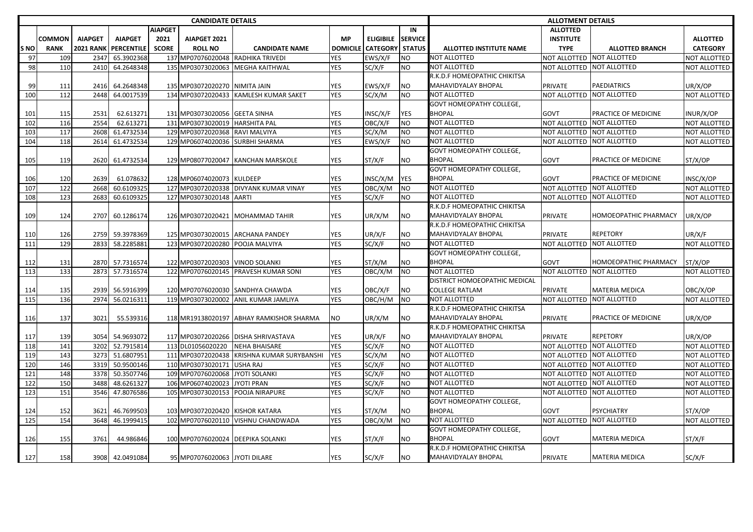| CANDIDATE DETAILS | | | | | | | | | | ALLOTMENT DETAILS | | | |
|---|---|---|---|---|---|---|---|---|---|---|---|---|---|
| S NO | COMMON RANK | AIAPGET 2021 RANK | AIAPGET PERCENTILE | AIAPGET 2021 SCORE | AIAPGET 2021 ROLL NO | CANDIDATE NAME | MP DOMICILE | ELIGIBILE CATEGORY | IN SERVICE STATUS | ALLOTTED INSTITUTE NAME | ALLOTTED INSTITUTE TYPE | ALLOTTED BRANCH | ALLOTTED CATEGORY |
| 97 | 109 | 2347 | 65.3902368 | 137 | MP07076020048 | RADHIKA TRIVEDI | YES | EWS/X/F | NO | NOT ALLOTTED | NOT ALLOTTED | NOT ALLOTTED | NOT ALLOTTED |
| 98 | 110 | 2410 | 64.2648348 | 135 | MP03073020063 | MEGHA KAITHWAL | YES | SC/X/F | NO | NOT ALLOTTED | NOT ALLOTTED | NOT ALLOTTED | NOT ALLOTTED |
| 99 | 111 | 2416 | 64.2648348 | 135 | MP03072020270 | NIMITA JAIN | YES | EWS/X/F | NO | R.K.D.F HOMEOPATHIC CHIKITSA MAHAVIDYALAY BHOPAL | PRIVATE | PAEDIATRICS | UR/X/OP |
| 100 | 112 | 2448 | 64.0017539 | 134 | MP03072020433 | KAMLESH KUMAR SAKET | YES | SC/X/M | NO | NOT ALLOTTED | NOT ALLOTTED | NOT ALLOTTED | NOT ALLOTTED |
| 101 | 115 | 2531 | 62.613271 | 131 | MP03073020056 | GEETA SINHA | YES | INSC/X/F | YES | GOVT HOMEOPATHY COLLEGE, BHOPAL | GOVT | PRACTICE OF MEDICINE | INUR/X/OP |
| 102 | 116 | 2554 | 62.613271 | 131 | MP03073020019 | HARSHITA PAL | YES | OBC/X/F | NO | NOT ALLOTTED | NOT ALLOTTED | NOT ALLOTTED | NOT ALLOTTED |
| 103 | 117 | 2608 | 61.4732534 | 129 | MP03072020368 | RAVI MALVIYA | YES | SC/X/M | NO | NOT ALLOTTED | NOT ALLOTTED | NOT ALLOTTED | NOT ALLOTTED |
| 104 | 118 | 2614 | 61.4732534 | 129 | MP06074020036 | SURBHI SHARMA | YES | EWS/X/F | NO | NOT ALLOTTED | NOT ALLOTTED | NOT ALLOTTED | NOT ALLOTTED |
| 105 | 119 | 2620 | 61.4732534 | 129 | MP08077020047 | KANCHAN MARSKOLE | YES | ST/X/F | NO | GOVT HOMEOPATHY COLLEGE, BHOPAL | GOVT | PRACTICE OF MEDICINE | ST/X/OP |
| 106 | 120 | 2639 | 61.078632 | 128 | MP06074020073 | KULDEEP | YES | INSC/X/M | YES | GOVT HOMEOPATHY COLLEGE, BHOPAL | GOVT | PRACTICE OF MEDICINE | INSC/X/OP |
| 107 | 122 | 2668 | 60.6109325 | 127 | MP03072020338 | DIVYANK KUMAR VINAY | YES | OBC/X/M | NO | NOT ALLOTTED | NOT ALLOTTED | NOT ALLOTTED | NOT ALLOTTED |
| 108 | 123 | 2683 | 60.6109325 | 127 | MP03073020148 | AARTI | YES | SC/X/F | NO | NOT ALLOTTED | NOT ALLOTTED | NOT ALLOTTED | NOT ALLOTTED |
| 109 | 124 | 2707 | 60.1286174 | 126 | MP03072020421 | MOHAMMAD TAHIR | YES | UR/X/M | NO | R.K.D.F HOMEOPATHIC CHIKITSA MAHAVIDYALAY BHOPAL | PRIVATE | HOMOEOPATHIC PHARMACY | UR/X/OP |
| 110 | 126 | 2759 | 59.3978369 | 125 | MP03073020015 | ARCHANA PANDEY | YES | UR/X/F | NO | R.K.D.F HOMEOPATHIC CHIKITSA MAHAVIDYALAY BHOPAL | PRIVATE | REPETORY | UR/X/F |
| 111 | 129 | 2833 | 58.2285881 | 123 | MP03072020280 | POOJA MALVIYA | YES | SC/X/F | NO | NOT ALLOTTED | NOT ALLOTTED | NOT ALLOTTED | NOT ALLOTTED |
| 112 | 131 | 2870 | 57.7316574 | 122 | MP03072020303 | VINOD SOLANKI | YES | ST/X/M | NO | GOVT HOMEOPATHY COLLEGE, BHOPAL | GOVT | HOMOEOPATHIC PHARMACY | ST/X/OP |
| 113 | 133 | 2873 | 57.7316574 | 122 | MP07076020145 | PRAVESH KUMAR SONI | YES | OBC/X/M | NO | NOT ALLOTTED | NOT ALLOTTED | NOT ALLOTTED | NOT ALLOTTED |
| 114 | 135 | 2939 | 56.5916399 | 120 | MP07076020030 | SANDHYA CHAWDA | YES | OBC/X/F | NO | DISTRICT HOMOEOPATHIC MEDICAL COLLEGE RATLAM | PRIVATE | MATERIA MEDICA | OBC/X/OP |
| 115 | 136 | 2974 | 56.0216311 | 119 | MP03073020002 | ANIL KUMAR JAMLIYA | YES | OBC/H/M | NO | NOT ALLOTTED | NOT ALLOTTED | NOT ALLOTTED | NOT ALLOTTED |
| 116 | 137 | 3021 | 55.539316 | 118 | MR19138020197 | ABHAY RAMKISHOR SHARMA | NO | UR/X/M | NO | R.K.D.F HOMEOPATHIC CHIKITSA MAHAVIDYALAY BHOPAL | PRIVATE | PRACTICE OF MEDICINE | UR/X/OP |
| 117 | 139 | 3054 | 54.9693072 | 117 | MP03072020266 | DISHA SHRIVASTAVA | YES | UR/X/F | NO | R.K.D.F HOMEOPATHIC CHIKITSA MAHAVIDYALAY BHOPAL | PRIVATE | REPETORY | UR/X/OP |
| 118 | 141 | 3202 | 52.7915814 | 113 | DL01056020220 | NEHA BHAISARE | YES | SC/X/F | NO | NOT ALLOTTED | NOT ALLOTTED | NOT ALLOTTED | NOT ALLOTTED |
| 119 | 143 | 3273 | 51.6807951 | 111 | MP03072020438 | KRISHNA KUMAR SURYBANSHI | YES | SC/X/M | NO | NOT ALLOTTED | NOT ALLOTTED | NOT ALLOTTED | NOT ALLOTTED |
| 120 | 146 | 3319 | 50.9500146 | 110 | MP03073020171 | USHA RAJ | YES | SC/X/F | NO | NOT ALLOTTED | NOT ALLOTTED | NOT ALLOTTED | NOT ALLOTTED |
| 121 | 148 | 3378 | 50.3507746 | 109 | MP07076020068 | JYOTI SOLANKI | YES | SC/X/F | NO | NOT ALLOTTED | NOT ALLOTTED | NOT ALLOTTED | NOT ALLOTTED |
| 122 | 150 | 3488 | 48.6261327 | 106 | MP06074020023 | JYOTI PRAN | YES | SC/X/F | NO | NOT ALLOTTED | NOT ALLOTTED | NOT ALLOTTED | NOT ALLOTTED |
| 123 | 151 | 3546 | 47.8076586 | 105 | MP03073020153 | POOJA NIRAPURE | YES | SC/X/F | NO | NOT ALLOTTED | NOT ALLOTTED | NOT ALLOTTED | NOT ALLOTTED |
| 124 | 152 | 3621 | 46.7699503 | 103 | MP03072020420 | KISHOR KATARA | YES | ST/X/M | NO | GOVT HOMEOPATHY COLLEGE, BHOPAL | GOVT | PSYCHIATRY | ST/X/OP |
| 125 | 154 | 3648 | 46.1999415 | 102 | MP07076020110 | VISHNU CHANDWADA | YES | OBC/X/M | NO | NOT ALLOTTED | NOT ALLOTTED | NOT ALLOTTED | NOT ALLOTTED |
| 126 | 155 | 3761 | 44.986846 | 100 | MP07076020024 | DEEPIKA SOLANKI | YES | ST/X/F | NO | GOVT HOMEOPATHY COLLEGE, BHOPAL | GOVT | MATERIA MEDICA | ST/X/F |
| 127 | 158 | 3908 | 42.0491084 | 95 | MP07076020063 | JYOTI DILARE | YES | SC/X/F | NO | R.K.D.F HOMEOPATHIC CHIKITSA MAHAVIDYALAY BHOPAL | PRIVATE | MATERIA MEDICA | SC/X/F |